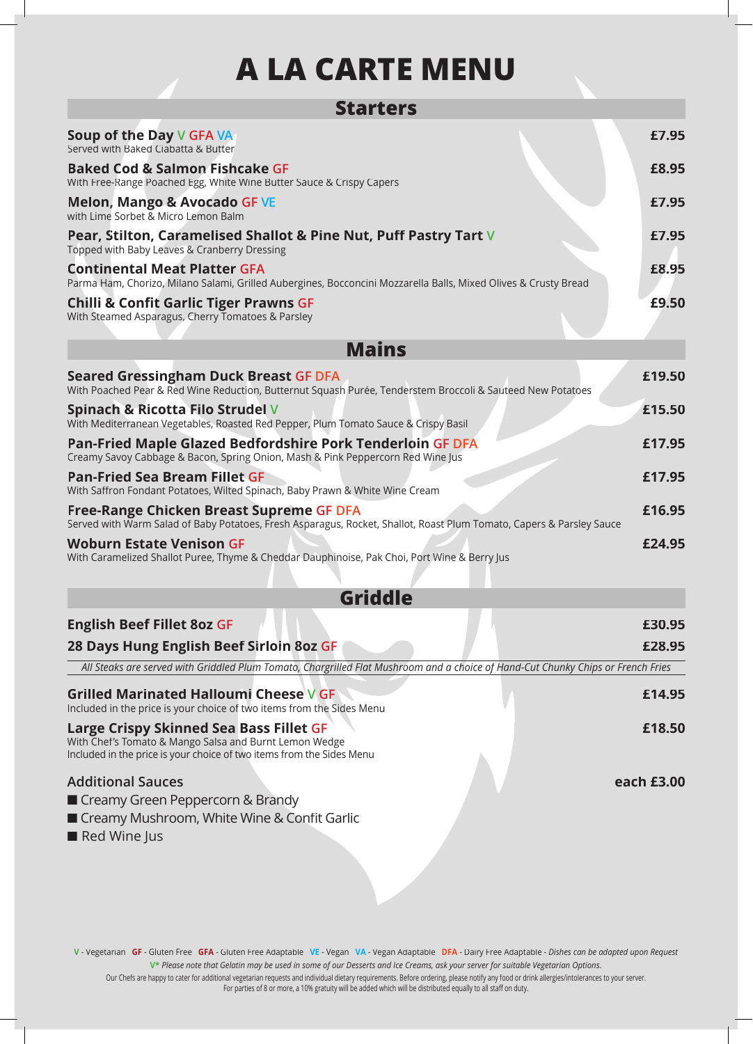# A LA CARTE MENU

## Starters

**Soup of the Day** V GFA VA — **£7.95**
Served with Baked Ciabatta & Butter

**Baked Cod & Salmon Fishcake** GF — **£8.95**
With Free-Range Poached Egg, White Wine Butter Sauce & Crispy Capers

**Melon, Mango & Avocado** GF VE — **£7.95**
with Lime Sorbet & Micro Lemon Balm

**Pear, Stilton, Caramelised Shallot & Pine Nut, Puff Pastry Tart** V — **£7.95**
Topped with Baby Leaves & Cranberry Dressing

**Continental Meat Platter** GFA — **£8.95**
Parma Ham, Chorizo, Milano Salami, Grilled Aubergines, Bocconcini Mozzarella Balls, Mixed Olives & Crusty Bread

**Chilli & Confit Garlic Tiger Prawns** GF — **£9.50**
With Steamed Asparagus, Cherry Tomatoes & Parsley

## Mains

**Seared Gressingham Duck Breast** GF DFA — **£19.50**
With Poached Pear & Red Wine Reduction, Butternut Squash Purée, Tenderstem Broccoli & Sauteed New Potatoes

**Spinach & Ricotta Filo Strudel** V — **£15.50**
With Mediterranean Vegetables, Roasted Red Pepper, Plum Tomato Sauce & Crispy Basil

**Pan-Fried Maple Glazed Bedfordshire Pork Tenderloin** GF DFA — **£17.95**
Creamy Savoy Cabbage & Bacon, Spring Onion, Mash & Pink Peppercorn Red Wine Jus

**Pan-Fried Sea Bream Fillet** GF — **£17.95**
With Saffron Fondant Potatoes, Wilted Spinach, Baby Prawn & White Wine Cream

**Free-Range Chicken Breast Supreme** GF DFA — **£16.95**
Served with Warm Salad of Baby Potatoes, Fresh Asparagus, Rocket, Shallot, Roast Plum Tomato, Capers & Parsley Sauce

**Woburn Estate Venison** GF — **£24.95**
With Caramelized Shallot Puree, Thyme & Cheddar Dauphinoise, Pak Choi, Port Wine & Berry Jus

## Griddle

**English Beef Fillet 8oz** GF — **£30.95**

**28 Days Hung English Beef Sirloin 8oz** GF — **£28.95**

*All Steaks are served with Griddled Plum Tomato, Chargrilled Flat Mushroom and a choice of Hand-Cut Chunky Chips or French Fries*

**Grilled Marinated Halloumi Cheese** V GF — **£14.95**
Included in the price is your choice of two items from the Sides Menu

**Large Crispy Skinned Sea Bass Fillet** GF — **£18.50**
With Chef's Tomato & Mango Salsa and Burnt Lemon Wedge
Included in the price is your choice of two items from the Sides Menu

**Additional Sauces** — **each £3.00**

- Creamy Green Peppercorn & Brandy
- Creamy Mushroom, White Wine & Confit Garlic
- Red Wine Jus

V - Vegetarian GF - Gluten Free GFA - Gluten Free Adaptable VE - Vegan VA - Vegan Adaptable DFA - Dairy Free Adaptable - *Dishes can be adapted upon Request*

V* *Please note that Gelatin may be used in some of our Desserts and Ice Creams, ask your server for suitable Vegetarian Options.*

Our Chefs are happy to cater for additional vegetarian requests and individual dietary requirements. Before ordering, please notify any food or drink allergies/intolerances to your server.
For parties of 8 or more, a 10% gratuity will be added which will be distributed equally to all staff on duty.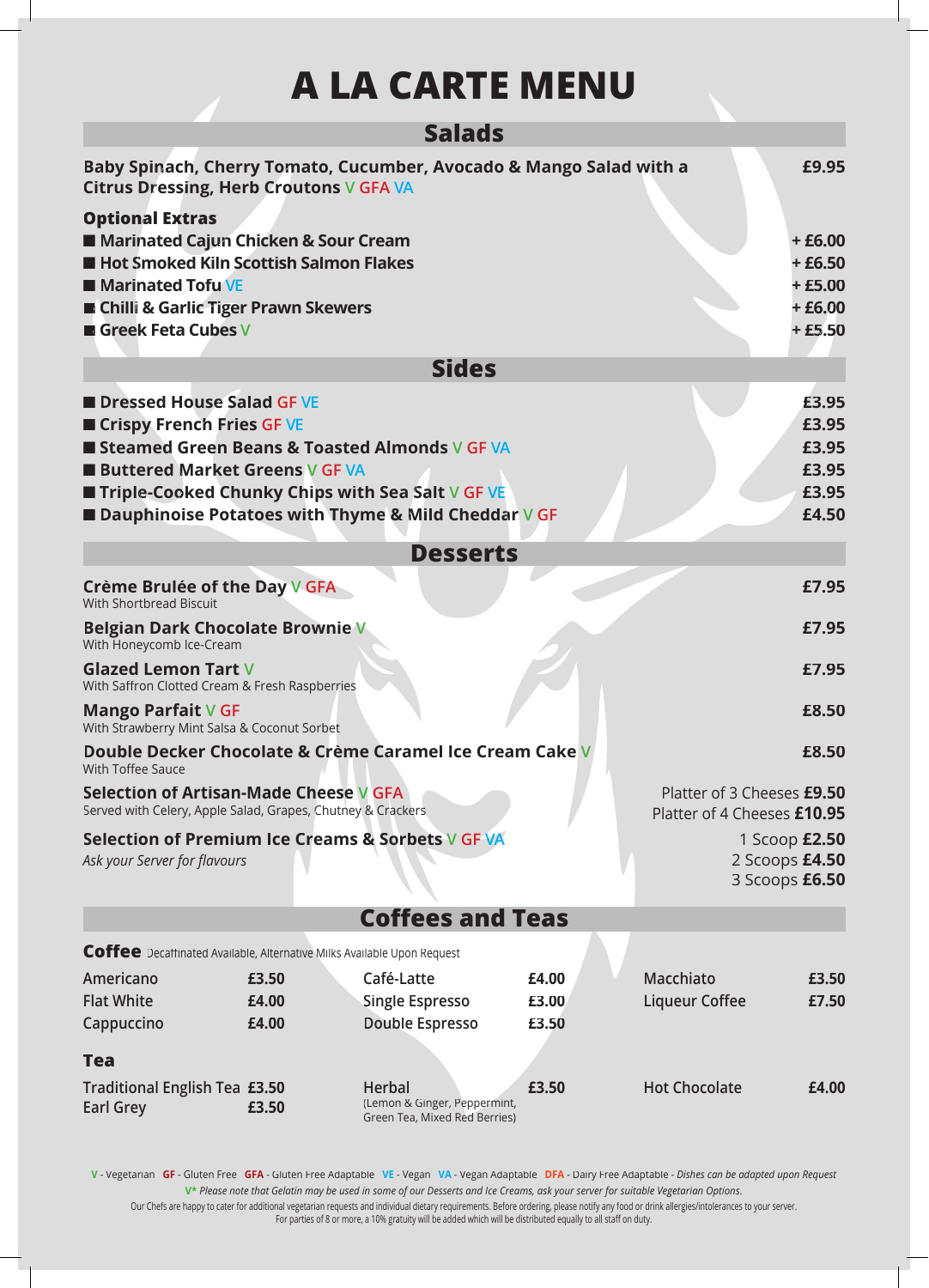# A LA CARTE MENU

## Salads

**Baby Spinach, Cherry Tomato, Cucumber, Avocado & Mango Salad with a Citrus Dressing, Herb Croutons** V GFA VA — **£9.95**

### Optional Extras

- **Marinated Cajun Chicken & Sour Cream** — **+ £6.00**
- **Hot Smoked Kiln Scottish Salmon Flakes** — **+ £6.50**
- **Marinated Tofu** VE — **+ £5.00**
- **Chilli & Garlic Tiger Prawn Skewers** — **+ £6.00**
- **Greek Feta Cubes** V — **+ £5.50**

## Sides

- **Dressed House Salad** GF VE — **£3.95**
- **Crispy French Fries** GF VE — **£3.95**
- **Steamed Green Beans & Toasted Almonds** V GF VA — **£3.95**
- **Buttered Market Greens** V GF VA — **£3.95**
- **Triple-Cooked Chunky Chips with Sea Salt** V GF VE — **£3.95**
- **Dauphinoise Potatoes with Thyme & Mild Cheddar** V GF — **£4.50**

## Desserts

**Crème Brulée of the Day** V GFA — **£7.95**
With Shortbread Biscuit

**Belgian Dark Chocolate Brownie** V — **£7.95**
With Honeycomb Ice-Cream

**Glazed Lemon Tart** V — **£7.95**
With Saffron Clotted Cream & Fresh Raspberries

**Mango Parfait** V GF — **£8.50**
With Strawberry Mint Salsa & Coconut Sorbet

**Double Decker Chocolate & Crème Caramel Ice Cream Cake** V — **£8.50**
With Toffee Sauce

**Selection of Artisan-Made Cheese** V GFA — Platter of 3 Cheeses **£9.50**; Platter of 4 Cheeses **£10.95**
Served with Celery, Apple Salad, Grapes, Chutney & Crackers

**Selection of Premium Ice Creams & Sorbets** V GF VA — 1 Scoop **£2.50**; 2 Scoops **£4.50**; 3 Scoops **£6.50**
*Ask your Server for flavours*

## Coffees and Teas

**Coffee** Decaffinated Available, Alternative Milks Available Upon Request

| | | | | | |
|---|---|---|---|---|---|
| Americano | £3.50 | Café-Latte | £4.00 | Macchiato | £3.50 |
| Flat White | £4.00 | Single Espresso | £3.00 | Liqueur Coffee | £7.50 |
| Cappuccino | £4.00 | Double Espresso | £3.50 | | |

**Tea**

| | | | | | |
|---|---|---|---|---|---|
| Traditional English Tea | £3.50 | Herbal (Lemon & Ginger, Peppermint, Green Tea, Mixed Red Berries) | £3.50 | Hot Chocolate | £4.00 |
| Earl Grey | £3.50 | | | | |

V - Vegetarian GF - Gluten Free GFA - Gluten Free Adaptable VE - Vegan VA - Vegan Adaptable DFA - Dairy Free Adaptable - *Dishes can be adapted upon Request*

V* *Please note that Gelatin may be used in some of our Desserts and Ice Creams, ask your server for suitable Vegetarian Options.*

Our Chefs are happy to cater for additional vegetarian requests and individual dietary requirements. Before ordering, please notify any food or drink allergies/intolerances to your server.
For parties of 8 or more, a 10% gratuity will be added which will be distributed equally to all staff on duty.